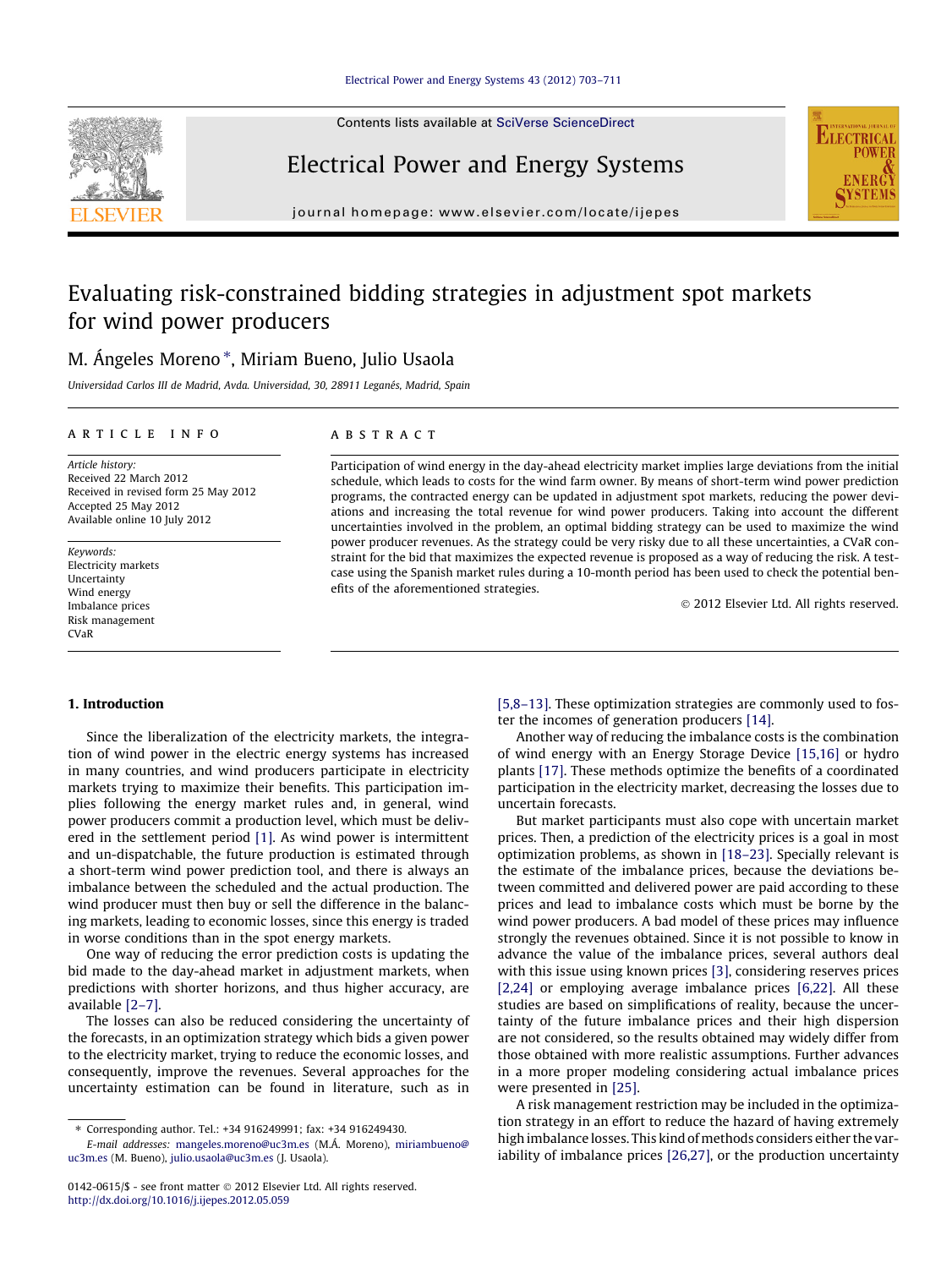# Evaluating risk-constrained bidding strategies in adjustment spot markets for wind power producers

M. Ángeles Moreno *, Miriam Bueno, Julio Usaola

*Universidad Carlos III de Madrid, Avda. Universidad, 30, 28911 Leganés, Madrid, Spain*

## ARTICLE INFO

*Article history:*
Received 22 March 2012
Received in revised form 25 May 2012
Accepted 25 May 2012
Available online 10 July 2012

*Keywords:*
Electricity markets
Uncertainty
Wind energy
Imbalance prices
Risk management
CVaR

## ABSTRACT

Participation of wind energy in the day-ahead electricity market implies large deviations from the initial schedule, which leads to costs for the wind farm owner. By means of short-term wind power prediction programs, the contracted energy can be updated in adjustment spot markets, reducing the power deviations and increasing the total revenue for wind power producers. Taking into account the different uncertainties involved in the problem, an optimal bidding strategy can be used to maximize the wind power producer revenues. As the strategy could be very risky due to all these uncertainties, a CVaR constraint for the bid that maximizes the expected revenue is proposed as a way of reducing the risk. A test-case using the Spanish market rules during a 10-month period has been used to check the potential benefits of the aforementioned strategies.

© 2012 Elsevier Ltd. All rights reserved.

## 1. Introduction

Since the liberalization of the electricity markets, the integration of wind power in the electric energy systems has increased in many countries, and wind producers participate in electricity markets trying to maximize their benefits. This participation implies following the energy market rules and, in general, wind power producers commit a production level, which must be delivered in the settlement period [1]. As wind power is intermittent and un-dispatchable, the future production is estimated through a short-term wind power prediction tool, and there is always an imbalance between the scheduled and the actual production. The wind producer must then buy or sell the difference in the balancing markets, leading to economic losses, since this energy is traded in worse conditions than in the spot energy markets.

One way of reducing the error prediction costs is updating the bid made to the day-ahead market in adjustment markets, when predictions with shorter horizons, and thus higher accuracy, are available [2–7].

The losses can also be reduced considering the uncertainty of the forecasts, in an optimization strategy which bids a given power to the electricity market, trying to reduce the economic losses, and consequently, improve the revenues. Several approaches for the uncertainty estimation can be found in literature, such as in [5,8–13]. These optimization strategies are commonly used to foster the incomes of generation producers [14].

Another way of reducing the imbalance costs is the combination of wind energy with an Energy Storage Device [15,16] or hydro plants [17]. These methods optimize the benefits of a coordinated participation in the electricity market, decreasing the losses due to uncertain forecasts.

But market participants must also cope with uncertain market prices. Then, a prediction of the electricity prices is a goal in most optimization problems, as shown in [18–23]. Specially relevant is the estimate of the imbalance prices, because the deviations between committed and delivered power are paid according to these prices and lead to imbalance costs which must be borne by the wind power producers. A bad model of these prices may influence strongly the revenues obtained. Since it is not possible to know in advance the value of the imbalance prices, several authors deal with this issue using known prices [3], considering reserves prices [2,24] or employing average imbalance prices [6,22]. All these studies are based on simplifications of reality, because the uncertainty of the future imbalance prices and their high dispersion are not considered, so the results obtained may widely differ from those obtained with more realistic assumptions. Further advances in a more proper modeling considering actual imbalance prices were presented in [25].

A risk management restriction may be included in the optimization strategy in an effort to reduce the hazard of having extremely high imbalance losses. This kind of methods considers either the variability of imbalance prices [26,27], or the production uncertainty

---

* Corresponding author. Tel.: +34 916249991; fax: +34 916249430.
*E-mail addresses:* mangeles.moreno@uc3m.es (M.Á. Moreno), miriambueno@uc3m.es (M. Bueno), julio.usaola@uc3m.es (J. Usaola).

0142-0615/$ - see front matter © 2012 Elsevier Ltd. All rights reserved.
http://dx.doi.org/10.1016/j.ijepes.2012.05.059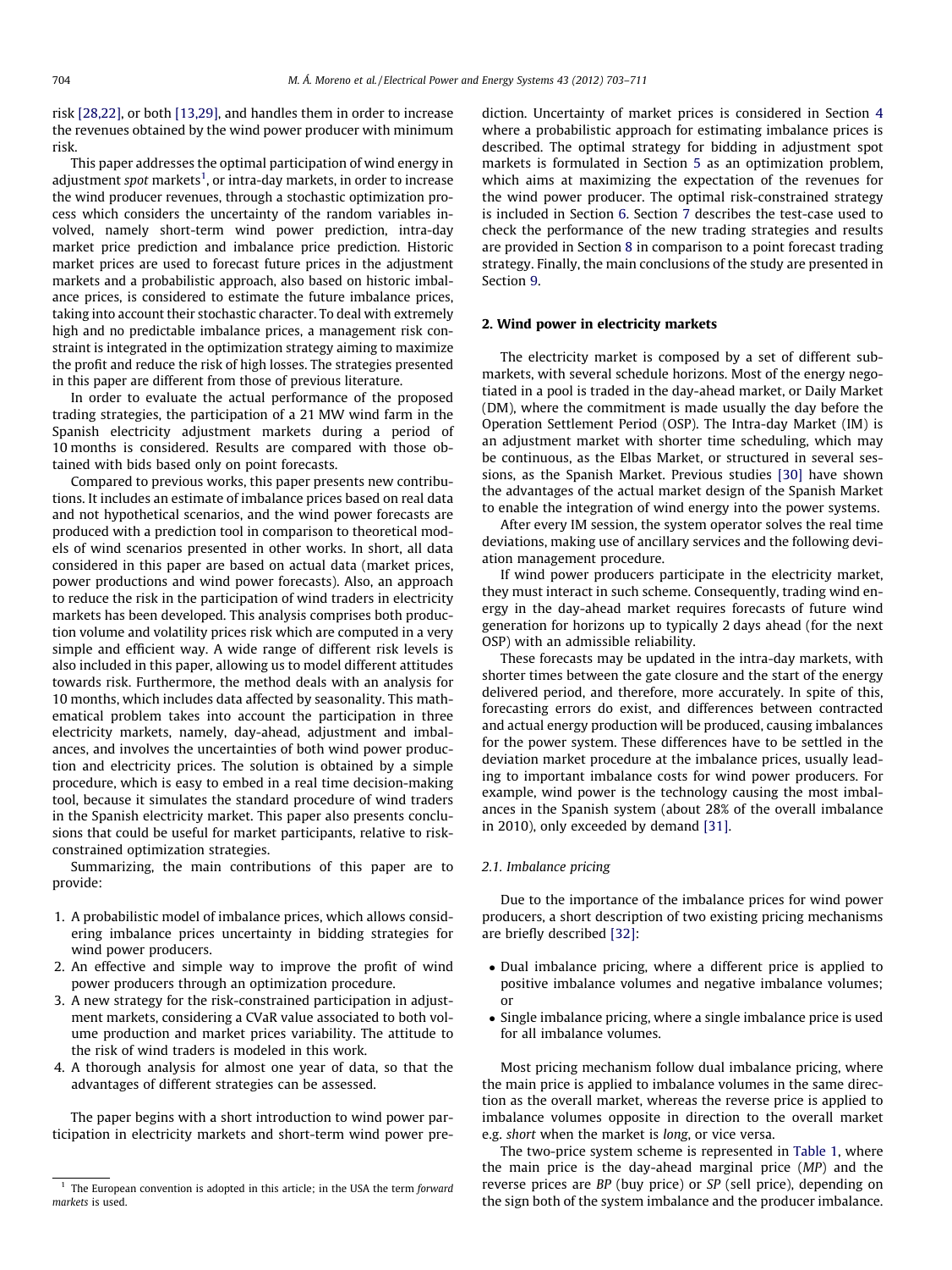risk [28,22], or both [13,29], and handles them in order to increase the revenues obtained by the wind power producer with minimum risk.

This paper addresses the optimal participation of wind energy in adjustment *spot* markets[1], or intra-day markets, in order to increase the wind producer revenues, through a stochastic optimization process which considers the uncertainty of the random variables involved, namely short-term wind power prediction, intra-day market price prediction and imbalance price prediction. Historic market prices are used to forecast future prices in the adjustment markets and a probabilistic approach, also based on historic imbalance prices, is considered to estimate the future imbalance prices, taking into account their stochastic character. To deal with extremely high and no predictable imbalance prices, a management risk constraint is integrated in the optimization strategy aiming to maximize the profit and reduce the risk of high losses. The strategies presented in this paper are different from those of previous literature.

In order to evaluate the actual performance of the proposed trading strategies, the participation of a 21 MW wind farm in the Spanish electricity adjustment markets during a period of 10 months is considered. Results are compared with those obtained with bids based only on point forecasts.

Compared to previous works, this paper presents new contributions. It includes an estimate of imbalance prices based on real data and not hypothetical scenarios, and the wind power forecasts are produced with a prediction tool in comparison to theoretical models of wind scenarios presented in other works. In short, all data considered in this paper are based on actual data (market prices, power productions and wind power forecasts). Also, an approach to reduce the risk in the participation of wind traders in electricity markets has been developed. This analysis comprises both production volume and volatility prices risk which are computed in a very simple and efficient way. A wide range of different risk levels is also included in this paper, allowing us to model different attitudes towards risk. Furthermore, the method deals with an analysis for 10 months, which includes data affected by seasonality. This mathematical problem takes into account the participation in three electricity markets, namely, day-ahead, adjustment and imbalances, and involves the uncertainties of both wind power production and electricity prices. The solution is obtained by a simple procedure, which is easy to embed in a real time decision-making tool, because it simulates the standard procedure of wind traders in the Spanish electricity market. This paper also presents conclusions that could be useful for market participants, relative to risk-constrained optimization strategies.

Summarizing, the main contributions of this paper are to provide:

1. A probabilistic model of imbalance prices, which allows considering imbalance prices uncertainty in bidding strategies for wind power producers.
2. An effective and simple way to improve the profit of wind power producers through an optimization procedure.
3. A new strategy for the risk-constrained participation in adjustment markets, considering a CVaR value associated to both volume production and market prices variability. The attitude to the risk of wind traders is modeled in this work.
4. A thorough analysis for almost one year of data, so that the advantages of different strategies can be assessed.

The paper begins with a short introduction to wind power participation in electricity markets and short-term wind power prediction. Uncertainty of market prices is considered in Section 4 where a probabilistic approach for estimating imbalance prices is described. The optimal strategy for bidding in adjustment spot markets is formulated in Section 5 as an optimization problem, which aims at maximizing the expectation of the revenues for the wind power producer. The optimal risk-constrained strategy is included in Section 6. Section 7 describes the test-case used to check the performance of the new trading strategies and results are provided in Section 8 in comparison to a point forecast trading strategy. Finally, the main conclusions of the study are presented in Section 9.

## 2. Wind power in electricity markets

The electricity market is composed by a set of different submarkets, with several schedule horizons. Most of the energy negotiated in a pool is traded in the day-ahead market, or Daily Market (DM), where the commitment is made usually the day before the Operation Settlement Period (OSP). The Intra-day Market (IM) is an adjustment market with shorter time scheduling, which may be continuous, as the Elbas Market, or structured in several sessions, as the Spanish Market. Previous studies [30] have shown the advantages of the actual market design of the Spanish Market to enable the integration of wind energy into the power systems.

After every IM session, the system operator solves the real time deviations, making use of ancillary services and the following deviation management procedure.

If wind power producers participate in the electricity market, they must interact in such scheme. Consequently, trading wind energy in the day-ahead market requires forecasts of future wind generation for horizons up to typically 2 days ahead (for the next OSP) with an admissible reliability.

These forecasts may be updated in the intra-day markets, with shorter times between the gate closure and the start of the energy delivered period, and therefore, more accurately. In spite of this, forecasting errors do exist, and differences between contracted and actual energy production will be produced, causing imbalances for the power system. These differences have to be settled in the deviation market procedure at the imbalance prices, usually leading to important imbalance costs for wind power producers. For example, wind power is the technology causing the most imbalances in the Spanish system (about 28% of the overall imbalance in 2010), only exceeded by demand [31].

### 2.1. Imbalance pricing

Due to the importance of the imbalance prices for wind power producers, a short description of two existing pricing mechanisms are briefly described [32]:

- Dual imbalance pricing, where a different price is applied to positive imbalance volumes and negative imbalance volumes; or
- Single imbalance pricing, where a single imbalance price is used for all imbalance volumes.

Most pricing mechanism follow dual imbalance pricing, where the main price is applied to imbalance volumes in the same direction as the overall market, whereas the reverse price is applied to imbalance volumes opposite in direction to the overall market e.g. *short* when the market is *long*, or vice versa.

The two-price system scheme is represented in Table 1, where the main price is the day-ahead marginal price (*MP*) and the reverse prices are *BP* (buy price) or *SP* (sell price), depending on the sign both of the system imbalance and the producer imbalance.

[1] The European convention is adopted in this article; in the USA the term *forward markets* is used.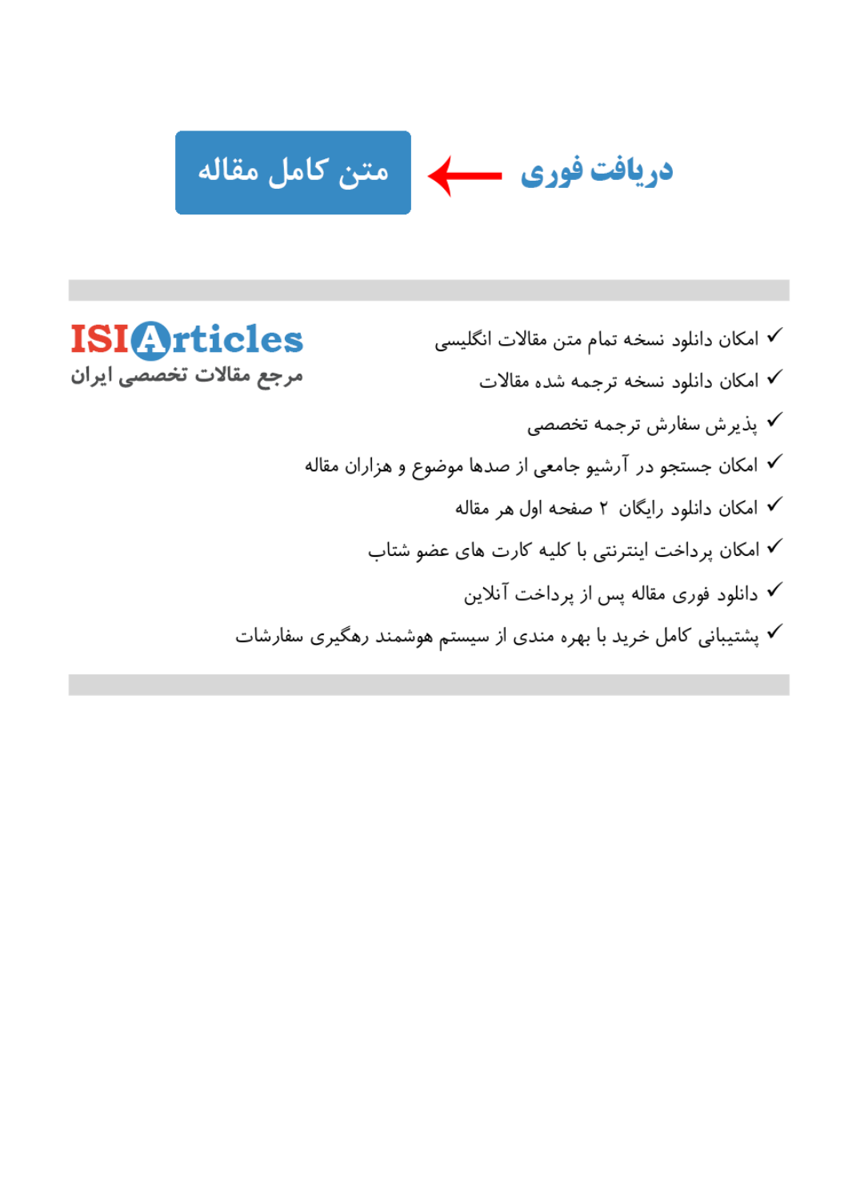دریافت فوری ← متن کامل مقاله

**ISIArticles**
مرجع مقالات تخصصی ایران

- ✓ امکان دانلود نسخه تمام متن مقالات انگلیسی
- ✓ امکان دانلود نسخه ترجمه شده مقالات
- ✓ پذیرش سفارش ترجمه تخصصی
- ✓ امکان جستجو در آرشیو جامعی از صدها موضوع و هزاران مقاله
- ✓ امکان دانلود رایگان ۲ صفحه اول هر مقاله
- ✓ امکان پرداخت اینترنتی با کلیه کارت های عضو شتاب
- ✓ دانلود فوری مقاله پس از پرداخت آنلاین
- ✓ پشتیبانی کامل خرید با بهره مندی از سیستم هوشمند رهگیری سفارشات